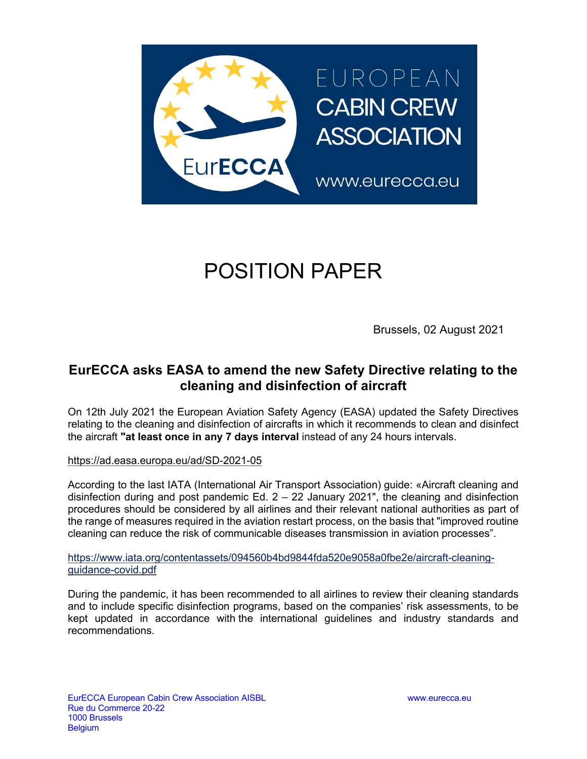# POSITION PAPER

Brussels, 02 August 2021

## EurECCA asks EASA to amend the new Safety Directive relating to the cleaning and disinfection of aircraft

On 12th July 2021 the European Aviation Safety Agency (EASA) updated the Safety Directives relating to the cleaning and disinfection of aircrafts in which it recommends to clean and disinfect the aircraft **"at least once in any 7 days interval** instead of any 24 hours intervals.

https://ad.easa.europa.eu/ad/SD-2021-05

According to the last IATA (International Air Transport Association) guide: «Aircraft cleaning and disinfection during and post pandemic Ed. 2 – 22 January 2021", the cleaning and disinfection procedures should be considered by all airlines and their relevant national authorities as part of the range of measures required in the aviation restart process, on the basis that "improved routine cleaning can reduce the risk of communicable diseases transmission in aviation processes".

https://www.iata.org/contentassets/094560b4bd9844fda520e9058a0fbe2e/aircraft-cleaning-guidance-covid.pdf

During the pandemic, it has been recommended to all airlines to review their cleaning standards and to include specific disinfection programs, based on the companies' risk assessments, to be kept updated in accordance with the international guidelines and industry standards and recommendations.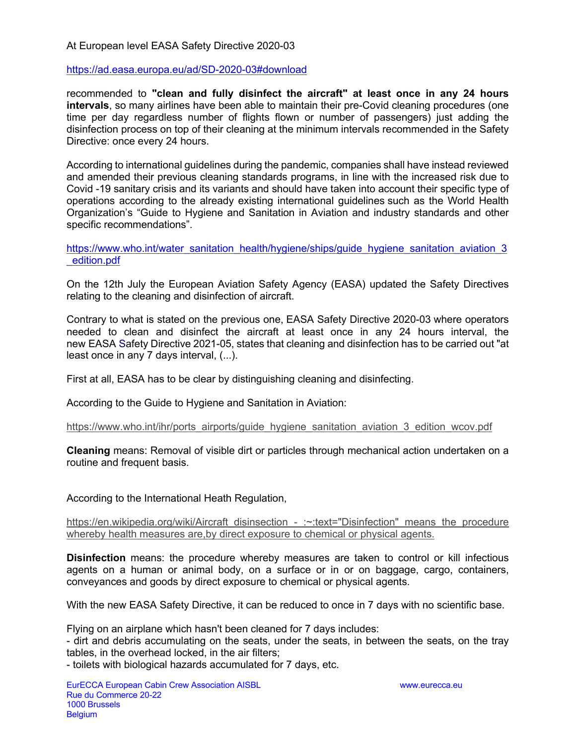At European level EASA Safety Directive 2020-03

https://ad.easa.europa.eu/ad/SD-2020-03#download

recommended to **"clean and fully disinfect the aircraft" at least once in any 24 hours intervals**, so many airlines have been able to maintain their pre-Covid cleaning procedures (one time per day regardless number of flights flown or number of passengers) just adding the disinfection process on top of their cleaning at the minimum intervals recommended in the Safety Directive: once every 24 hours.

According to international guidelines during the pandemic, companies shall have instead reviewed and amended their previous cleaning standards programs, in line with the increased risk due to Covid -19 sanitary crisis and its variants and should have taken into account their specific type of operations according to the already existing international guidelines such as the World Health Organization's "Guide to Hygiene and Sanitation in Aviation and industry standards and other specific recommendations".

https://www.who.int/water_sanitation_health/hygiene/ships/guide_hygiene_sanitation_aviation_3_edition.pdf

On the 12th July the European Aviation Safety Agency (EASA) updated the Safety Directives relating to the cleaning and disinfection of aircraft.

Contrary to what is stated on the previous one, EASA Safety Directive 2020-03 where operators needed to clean and disinfect the aircraft at least once in any 24 hours interval, the new EASA Safety Directive 2021-05, states that cleaning and disinfection has to be carried out "at least once in any 7 days interval, (...).

First at all, EASA has to be clear by distinguishing cleaning and disinfecting.

According to the Guide to Hygiene and Sanitation in Aviation:

https://www.who.int/ihr/ports_airports/guide_hygiene_sanitation_aviation_3_edition_wcov.pdf

**Cleaning** means: Removal of visible dirt or particles through mechanical action undertaken on a routine and frequent basis.

According to the International Heath Regulation,

https://en.wikipedia.org/wiki/Aircraft_disinsection_-_:~:text="Disinfection"_means_the_procedure whereby health measures are,by direct exposure to chemical or physical agents.

**Disinfection** means: the procedure whereby measures are taken to control or kill infectious agents on a human or animal body, on a surface or in or on baggage, cargo, containers, conveyances and goods by direct exposure to chemical or physical agents.

With the new EASA Safety Directive, it can be reduced to once in 7 days with no scientific base.

Flying on an airplane which hasn't been cleaned for 7 days includes:
- dirt and debris accumulating on the seats, under the seats, in between the seats, on the tray tables, in the overhead locked, in the air filters;
- toilets with biological hazards accumulated for 7 days, etc.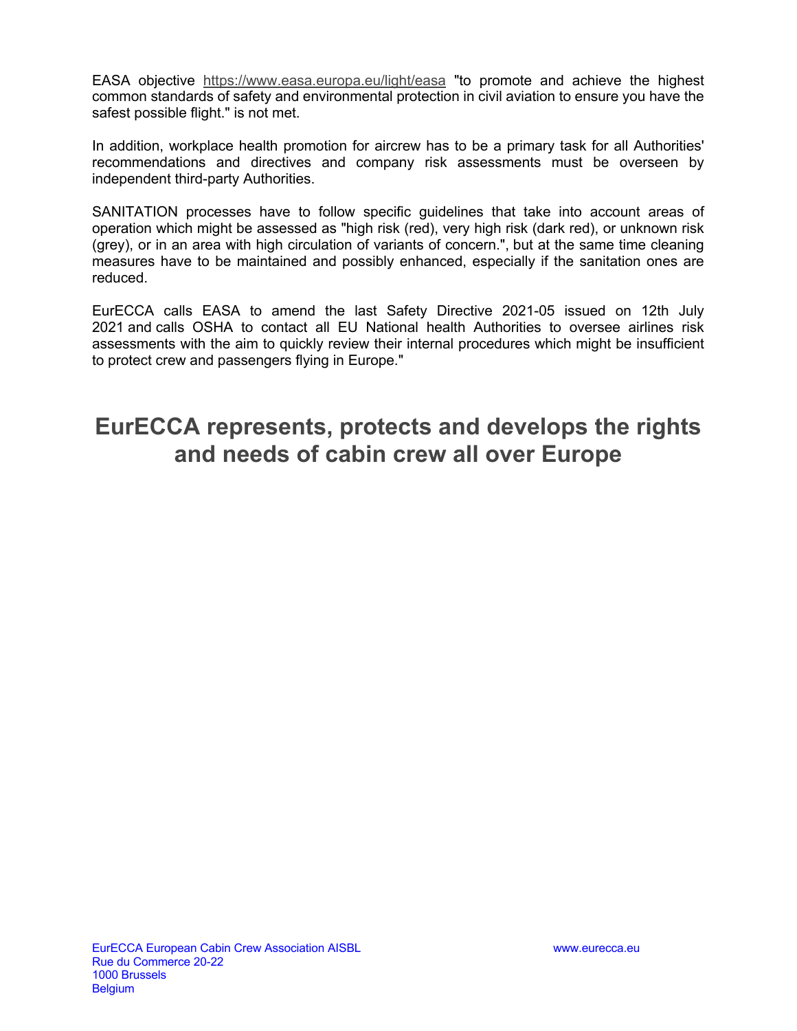EASA objective https://www.easa.europa.eu/light/easa "to promote and achieve the highest common standards of safety and environmental protection in civil aviation to ensure you have the safest possible flight." is not met.

In addition, workplace health promotion for aircrew has to be a primary task for all Authorities' recommendations and directives and company risk assessments must be overseen by independent third-party Authorities.

SANITATION processes have to follow specific guidelines that take into account areas of operation which might be assessed as "high risk (red), very high risk (dark red), or unknown risk (grey), or in an area with high circulation of variants of concern.", but at the same time cleaning measures have to be maintained and possibly enhanced, especially if the sanitation ones are reduced.

EurECCA calls EASA to amend the last Safety Directive 2021-05 issued on 12th July 2021 and calls OSHA to contact all EU National health Authorities to oversee airlines risk assessments with the aim to quickly review their internal procedures which might be insufficient to protect crew and passengers flying in Europe."

## EurECCA represents, protects and develops the rights and needs of cabin crew all over Europe

EurECCA European Cabin Crew Association AISBL
Rue du Commerce 20-22
1000 Brussels
Belgium

www.eurecca.eu